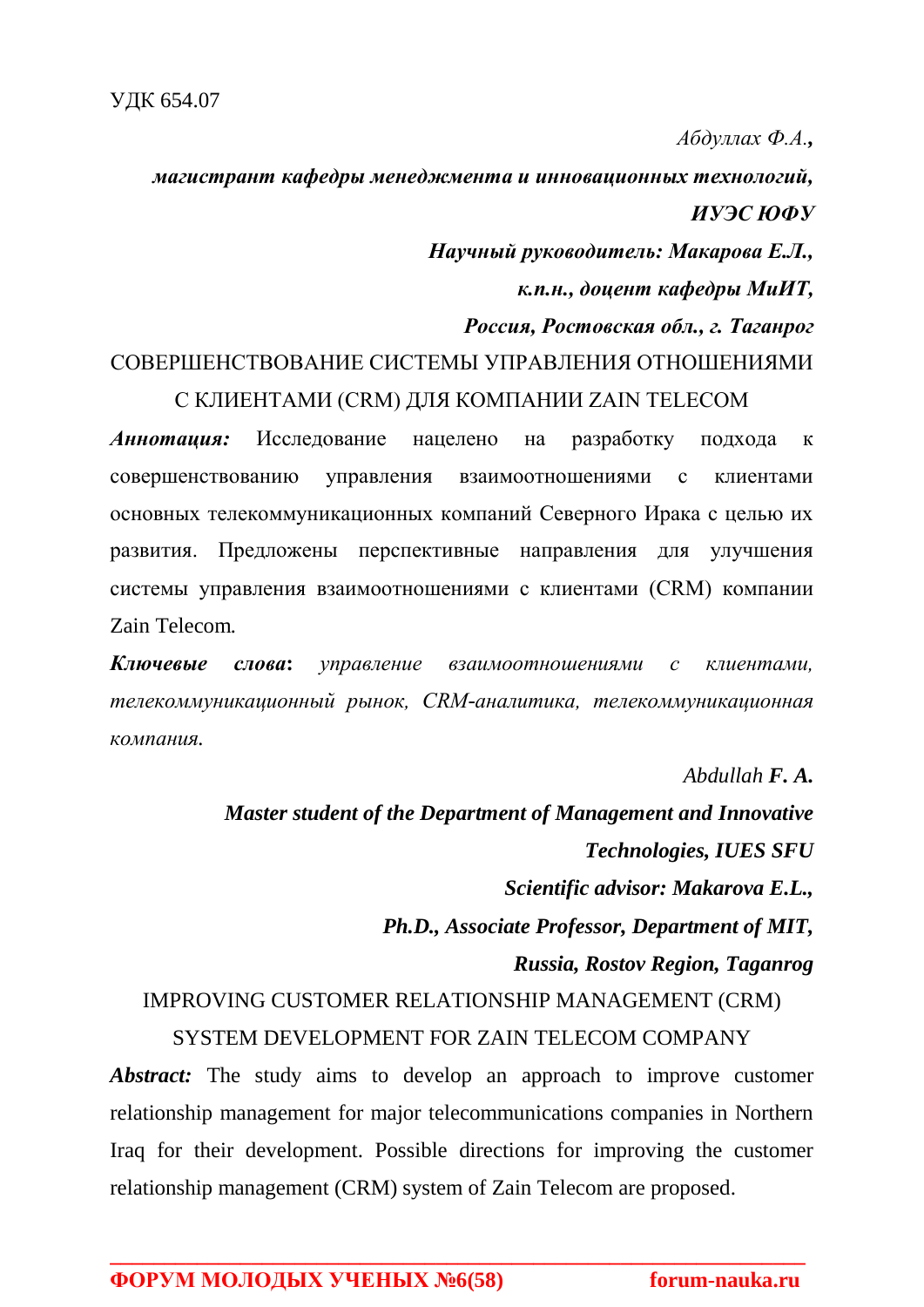УДК 654.07

*Абдуллах Ф.А.,*

***магистрант кафедры менеджмента и инновационных технологий, ИУЭС ЮФУ***

***Научный руководитель: Макарова Е.Л.,***

***к.п.н., доцент кафедры МиИТ,***

***Россия, Ростовская обл., г. Таганрог***

# СОВЕРШЕНСТВОВАНИЕ СИСТЕМЫ УПРАВЛЕНИЯ ОТНОШЕНИЯМИ С КЛИЕНТАМИ (CRM) ДЛЯ КОМПАНИИ ZAIN TELECOM

***Аннотация:*** Исследование нацелено на разработку подхода к совершенствованию управления взаимоотношениями с клиентами основных телекоммуникационных компаний Северного Ирака с целью их развития. Предложены перспективные направления для улучшения системы управления взаимоотношениями с клиентами (CRM) компании Zain Telecom.

***Ключевые слова:*** *управление взаимоотношениями с клиентами, телекоммуникационный рынок, CRM-аналитика, телекоммуникационная компания.*

*Abdullah **F. A.***

***Master student of the Department of Management and Innovative Technologies, IUES SFU***

***Scientific advisor: Makarova E.L.,***

***Ph.D., Associate Professor, Department of MIT,***

***Russia, Rostov Region, Taganrog***

# IMPROVING CUSTOMER RELATIONSHIP MANAGEMENT (CRM) SYSTEM DEVELOPMENT FOR ZAIN TELECOM COMPANY

***Abstract:*** The study aims to develop an approach to improve customer relationship management for major telecommunications companies in Northern Iraq for their development. Possible directions for improving the customer relationship management (CRM) system of Zain Telecom are proposed.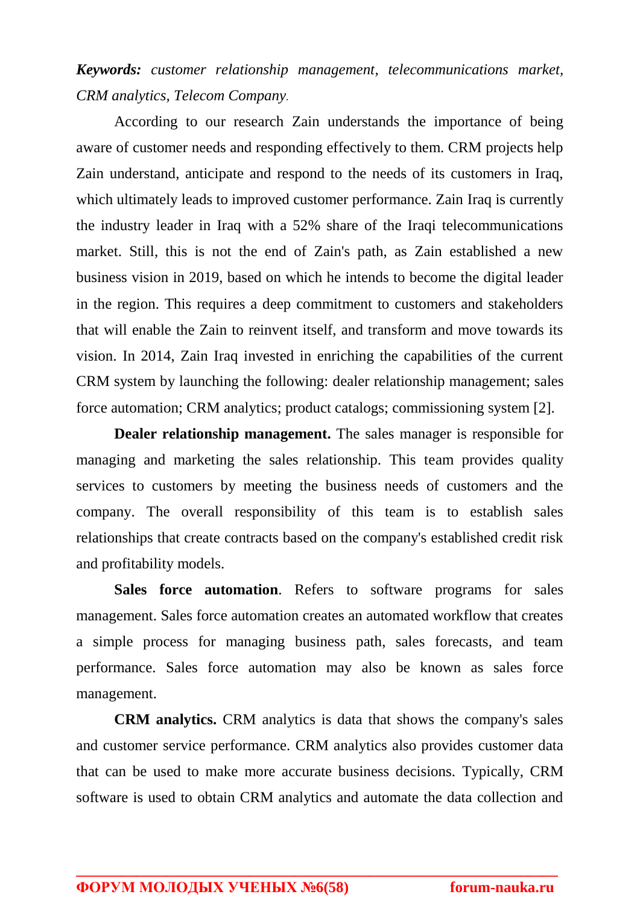***Keywords:*** *customer relationship management, telecommunications market, CRM analytics, Telecom Company.*

According to our research Zain understands the importance of being aware of customer needs and responding effectively to them. CRM projects help Zain understand, anticipate and respond to the needs of its customers in Iraq, which ultimately leads to improved customer performance. Zain Iraq is currently the industry leader in Iraq with a 52% share of the Iraqi telecommunications market. Still, this is not the end of Zain's path, as Zain established a new business vision in 2019, based on which he intends to become the digital leader in the region. This requires a deep commitment to customers and stakeholders that will enable the Zain to reinvent itself, and transform and move towards its vision. In 2014, Zain Iraq invested in enriching the capabilities of the current CRM system by launching the following: dealer relationship management; sales force automation; CRM analytics; product catalogs; commissioning system [2].

**Dealer relationship management.** The sales manager is responsible for managing and marketing the sales relationship. This team provides quality services to customers by meeting the business needs of customers and the company. The overall responsibility of this team is to establish sales relationships that create contracts based on the company's established credit risk and profitability models.

**Sales force automation**. Refers to software programs for sales management. Sales force automation creates an automated workflow that creates a simple process for managing business path, sales forecasts, and team performance. Sales force automation may also be known as sales force management.

**CRM analytics.** CRM analytics is data that shows the company's sales and customer service performance. CRM analytics also provides customer data that can be used to make more accurate business decisions. Typically, CRM software is used to obtain CRM analytics and automate the data collection and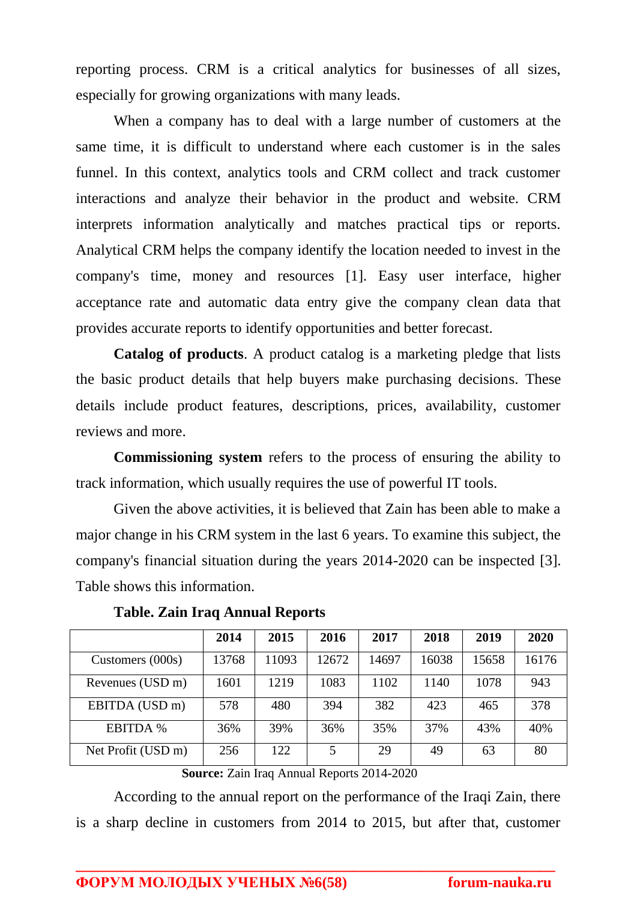reporting process. CRM is a critical analytics for businesses of all sizes, especially for growing organizations with many leads.

When a company has to deal with a large number of customers at the same time, it is difficult to understand where each customer is in the sales funnel. In this context, analytics tools and CRM collect and track customer interactions and analyze their behavior in the product and website. CRM interprets information analytically and matches practical tips or reports. Analytical CRM helps the company identify the location needed to invest in the company's time, money and resources [1]. Easy user interface, higher acceptance rate and automatic data entry give the company clean data that provides accurate reports to identify opportunities and better forecast.

**Catalog of products**. A product catalog is a marketing pledge that lists the basic product details that help buyers make purchasing decisions. These details include product features, descriptions, prices, availability, customer reviews and more.

**Commissioning system** refers to the process of ensuring the ability to track information, which usually requires the use of powerful IT tools.

Given the above activities, it is believed that Zain has been able to make a major change in his CRM system in the last 6 years. To examine this subject, the company's financial situation during the years 2014-2020 can be inspected [3]. Table shows this information.

**Table. Zain Iraq Annual Reports**

| | 2014 | 2015 | 2016 | 2017 | 2018 | 2019 | 2020 |
|---|---|---|---|---|---|---|---|
| Customers (000s) | 13768 | 11093 | 12672 | 14697 | 16038 | 15658 | 16176 |
| Revenues (USD m) | 1601 | 1219 | 1083 | 1102 | 1140 | 1078 | 943 |
| EBITDA (USD m) | 578 | 480 | 394 | 382 | 423 | 465 | 378 |
| EBITDA % | 36% | 39% | 36% | 35% | 37% | 43% | 40% |
| Net Profit (USD m) | 256 | 122 | 5 | 29 | 49 | 63 | 80 |

**Source:** Zain Iraq Annual Reports 2014-2020

According to the annual report on the performance of the Iraqi Zain, there is a sharp decline in customers from 2014 to 2015, but after that, customer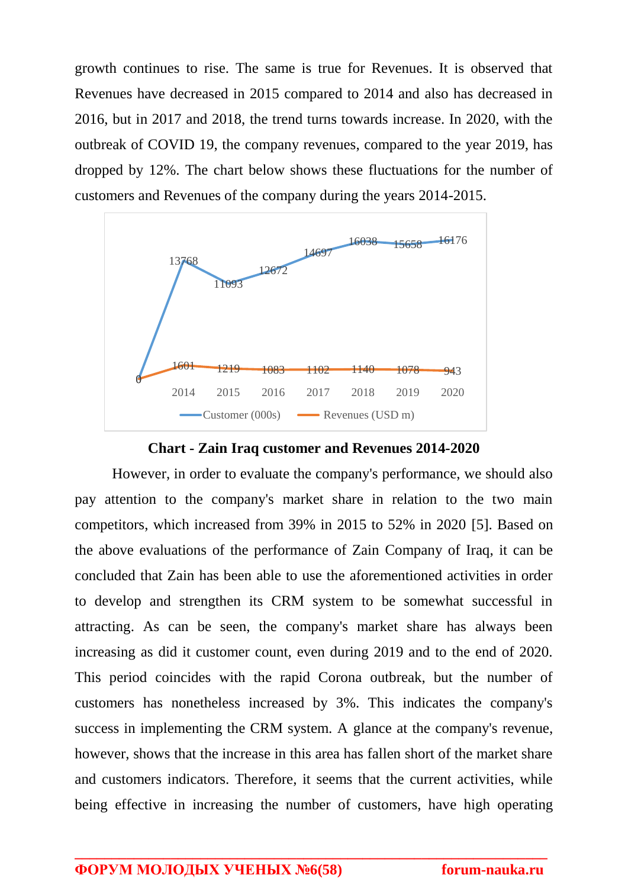growth continues to rise. The same is true for Revenues. It is observed that Revenues have decreased in 2015 compared to 2014 and also has decreased in 2016, but in 2017 and 2018, the trend turns towards increase. In 2020, with the outbreak of COVID 19, the company revenues, compared to the year 2019, has dropped by 12%. The chart below shows these fluctuations for the number of customers and Revenues of the company during the years 2014-2015.

| | 2014 | 2015 | 2016 | 2017 | 2018 | 2019 | 2020 |
|---|---|---|---|---|---|---|---|
| Customer (000s) | 13768 | 11093 | 12672 | 14697 | 16038 | 15658 | 16176 |
| Revenues (USD m) | 1601 | 1219 | 1083 | 1102 | 1140 | 1078 | 943 |

**Chart - Zain Iraq customer and Revenues 2014-2020**

However, in order to evaluate the company's performance, we should also pay attention to the company's market share in relation to the two main competitors, which increased from 39% in 2015 to 52% in 2020 [5]. Based on the above evaluations of the performance of Zain Company of Iraq, it can be concluded that Zain has been able to use the aforementioned activities in order to develop and strengthen its CRM system to be somewhat successful in attracting. As can be seen, the company's market share has always been increasing as did it customer count, even during 2019 and to the end of 2020. This period coincides with the rapid Corona outbreak, but the number of customers has nonetheless increased by 3%. This indicates the company's success in implementing the CRM system. A glance at the company's revenue, however, shows that the increase in this area has fallen short of the market share and customers indicators. Therefore, it seems that the current activities, while being effective in increasing the number of customers, have high operating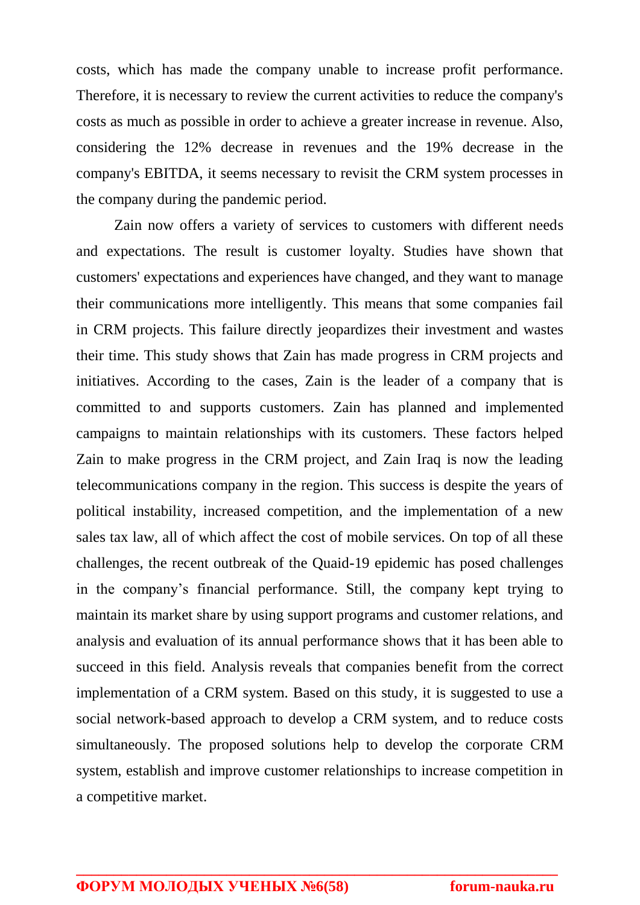costs, which has made the company unable to increase profit performance. Therefore, it is necessary to review the current activities to reduce the company's costs as much as possible in order to achieve a greater increase in revenue. Also, considering the 12% decrease in revenues and the 19% decrease in the company's EBITDA, it seems necessary to revisit the CRM system processes in the company during the pandemic period.

Zain now offers a variety of services to customers with different needs and expectations. The result is customer loyalty. Studies have shown that customers' expectations and experiences have changed, and they want to manage their communications more intelligently. This means that some companies fail in CRM projects. This failure directly jeopardizes their investment and wastes their time. This study shows that Zain has made progress in CRM projects and initiatives. According to the cases, Zain is the leader of a company that is committed to and supports customers. Zain has planned and implemented campaigns to maintain relationships with its customers. These factors helped Zain to make progress in the CRM project, and Zain Iraq is now the leading telecommunications company in the region. This success is despite the years of political instability, increased competition, and the implementation of a new sales tax law, all of which affect the cost of mobile services. On top of all these challenges, the recent outbreak of the Quaid-19 epidemic has posed challenges in the company's financial performance. Still, the company kept trying to maintain its market share by using support programs and customer relations, and analysis and evaluation of its annual performance shows that it has been able to succeed in this field. Analysis reveals that companies benefit from the correct implementation of a CRM system. Based on this study, it is suggested to use a social network-based approach to develop a CRM system, and to reduce costs simultaneously. The proposed solutions help to develop the corporate CRM system, establish and improve customer relationships to increase competition in a competitive market.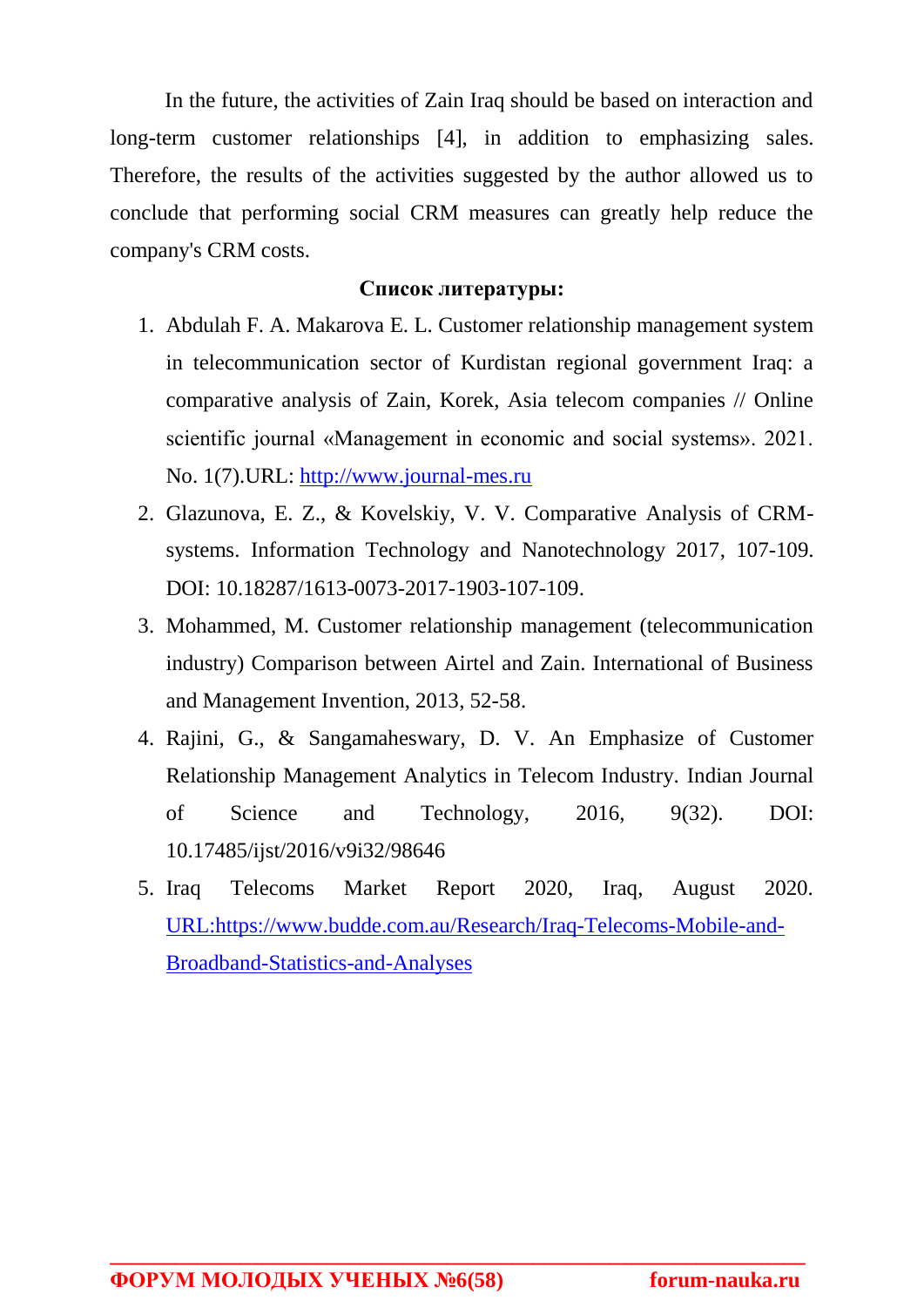In the future, the activities of Zain Iraq should be based on interaction and long-term customer relationships [4], in addition to emphasizing sales. Therefore, the results of the activities suggested by the author allowed us to conclude that performing social CRM measures can greatly help reduce the company's CRM costs.

**Список литературы:**

1. Abdulah F. A. Makarova E. L. Customer relationship management system in telecommunication sector of Kurdistan regional government Iraq: a comparative analysis of Zain, Korek, Asia telecom companies // Online scientific journal «Management in economic and social systems». 2021. No. 1(7).URL: http://www.journal-mes.ru
2. Glazunova, E. Z., & Kovelskiy, V. V. Comparative Analysis of CRM-systems. Information Technology and Nanotechnology 2017, 107-109. DOI: 10.18287/1613-0073-2017-1903-107-109.
3. Mohammed, M. Customer relationship management (telecommunication industry) Comparison between Airtel and Zain. International of Business and Management Invention, 2013, 52-58.
4. Rajini, G., & Sangamaheswary, D. V. An Emphasize of Customer Relationship Management Analytics in Telecom Industry. Indian Journal of Science and Technology, 2016, 9(32). DOI: 10.17485/ijst/2016/v9i32/98646
5. Iraq Telecoms Market Report 2020, Iraq, August 2020. URL:https://www.budde.com.au/Research/Iraq-Telecoms-Mobile-and-Broadband-Statistics-and-Analyses